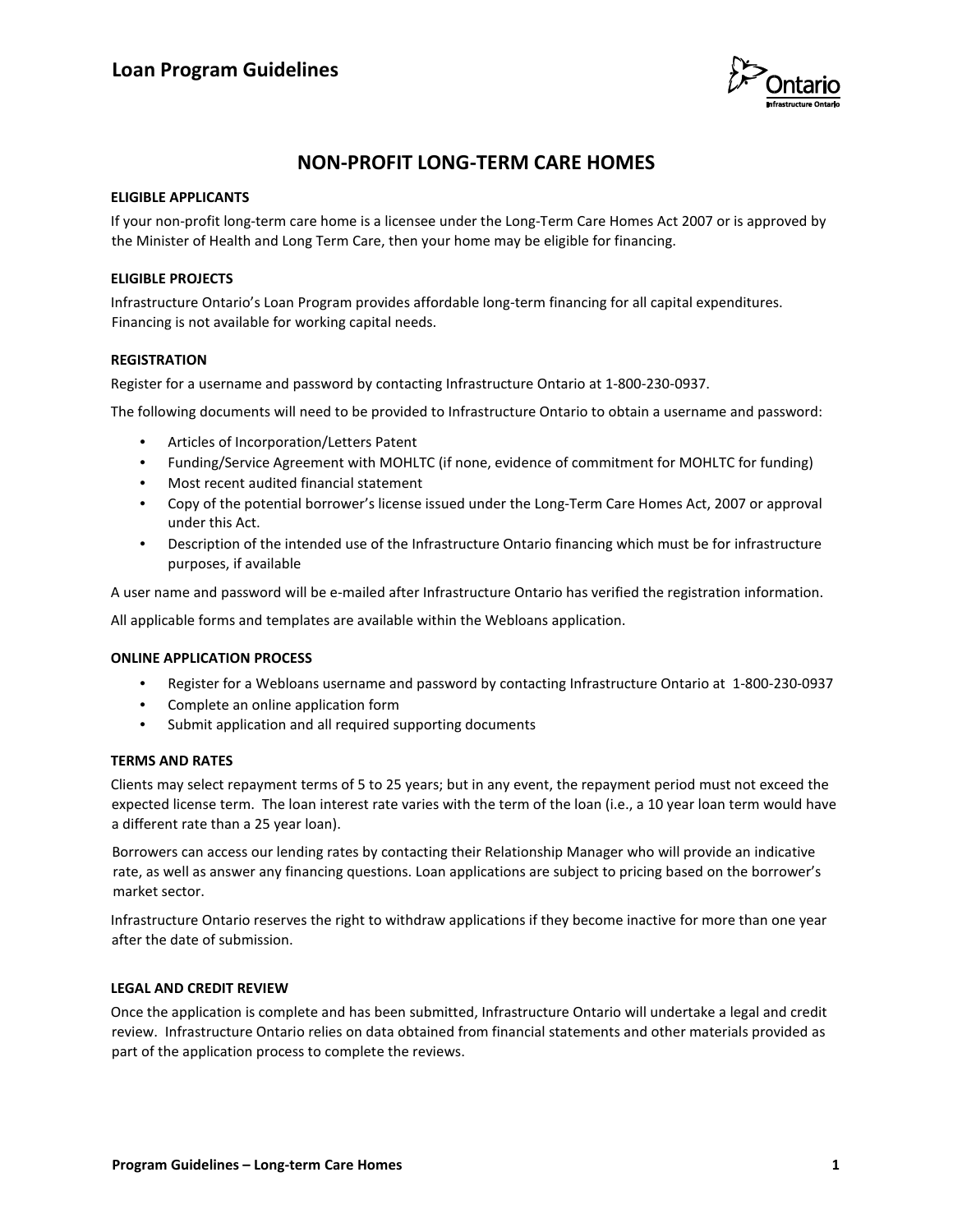# Loan Program Guidelines

## NON-PROFIT LONG-TERM CARE HOMES

### ELIGIBLE APPLICANTS

If your non-profit long-term care home is a licensee under the Long-Term Care Homes Act 2007 or is approved by the Minister of Health and Long Term Care, then your home may be eligible for financing.

### ELIGIBLE PROJECTS

Infrastructure Ontario's Loan Program provides affordable long-term financing for all capital expenditures. Financing is not available for working capital needs.

### REGISTRATION

Register for a username and password by contacting Infrastructure Ontario at 1-800-230-0937.

The following documents will need to be provided to Infrastructure Ontario to obtain a username and password:

- Articles of Incorporation/Letters Patent
- Funding/Service Agreement with MOHLTC (if none, evidence of commitment for MOHLTC for funding)
- Most recent audited financial statement
- Copy of the potential borrower's license issued under the Long-Term Care Homes Act, 2007 or approval under this Act.
- Description of the intended use of the Infrastructure Ontario financing which must be for infrastructure purposes, if available

A user name and password will be e-mailed after Infrastructure Ontario has verified the registration information.

All applicable forms and templates are available within the Webloans application.

### ONLINE APPLICATION PROCESS

- Register for a Webloans username and password by contacting Infrastructure Ontario at 1-800-230-0937
- Complete an online application form
- Submit application and all required supporting documents

### TERMS AND RATES

Clients may select repayment terms of 5 to 25 years; but in any event, the repayment period must not exceed the expected license term. The loan interest rate varies with the term of the loan (i.e., a 10 year loan term would have a different rate than a 25 year loan).

Borrowers can access our lending rates by contacting their Relationship Manager who will provide an indicative rate, as well as answer any financing questions. Loan applications are subject to pricing based on the borrower's market sector.

Infrastructure Ontario reserves the right to withdraw applications if they become inactive for more than one year after the date of submission.

### LEGAL AND CREDIT REVIEW

Once the application is complete and has been submitted, Infrastructure Ontario will undertake a legal and credit review. Infrastructure Ontario relies on data obtained from financial statements and other materials provided as part of the application process to complete the reviews.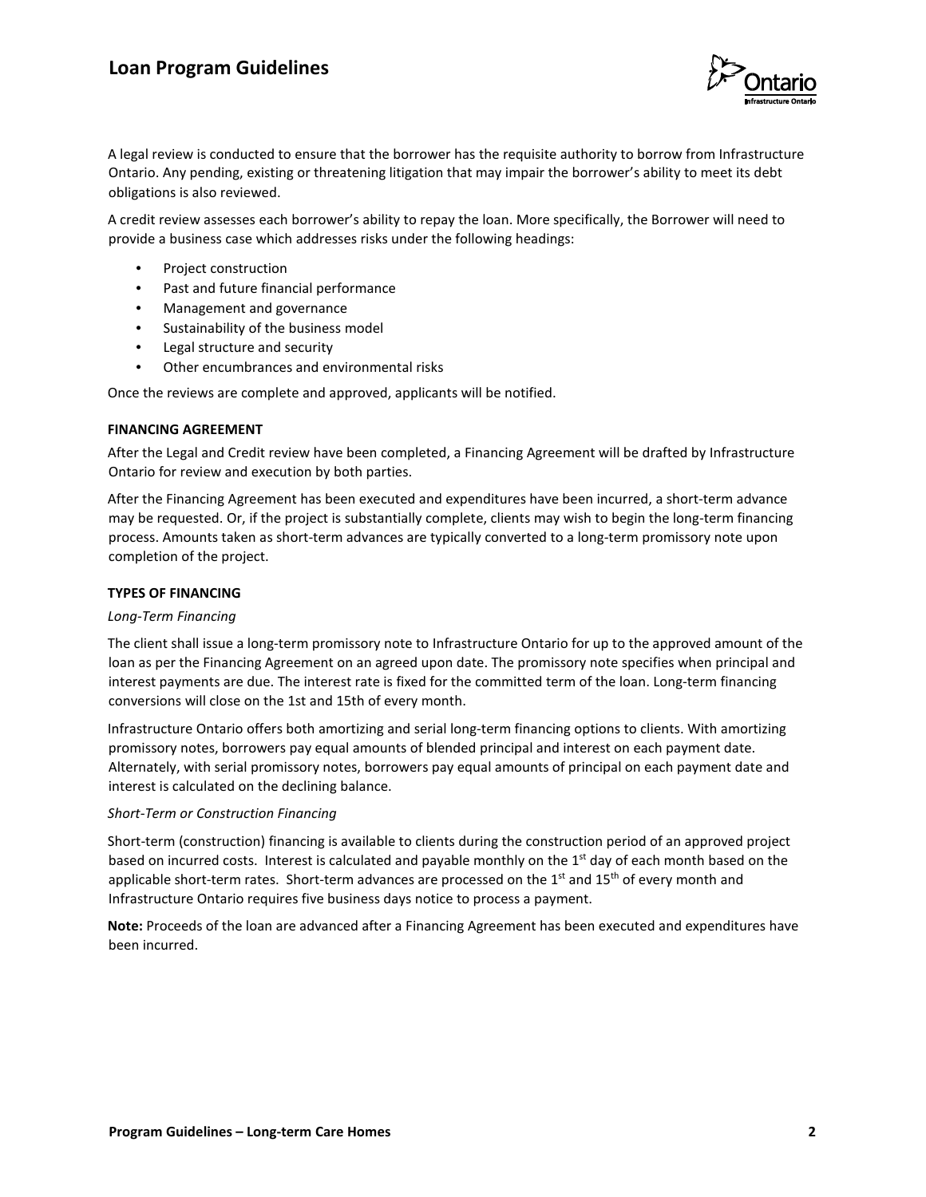A legal review is conducted to ensure that the borrower has the requisite authority to borrow from Infrastructure Ontario. Any pending, existing or threatening litigation that may impair the borrower's ability to meet its debt obligations is also reviewed.

A credit review assesses each borrower's ability to repay the loan. More specifically, the Borrower will need to provide a business case which addresses risks under the following headings:

- Project construction
- Past and future financial performance
- Management and governance
- Sustainability of the business model
- Legal structure and security
- Other encumbrances and environmental risks

Once the reviews are complete and approved, applicants will be notified.

**FINANCING AGREEMENT**

After the Legal and Credit review have been completed, a Financing Agreement will be drafted by Infrastructure Ontario for review and execution by both parties.

After the Financing Agreement has been executed and expenditures have been incurred, a short-term advance may be requested. Or, if the project is substantially complete, clients may wish to begin the long-term financing process. Amounts taken as short-term advances are typically converted to a long-term promissory note upon completion of the project.

**TYPES OF FINANCING**

*Long-Term Financing*

The client shall issue a long-term promissory note to Infrastructure Ontario for up to the approved amount of the loan as per the Financing Agreement on an agreed upon date. The promissory note specifies when principal and interest payments are due. The interest rate is fixed for the committed term of the loan. Long-term financing conversions will close on the 1st and 15th of every month.

Infrastructure Ontario offers both amortizing and serial long-term financing options to clients. With amortizing promissory notes, borrowers pay equal amounts of blended principal and interest on each payment date. Alternately, with serial promissory notes, borrowers pay equal amounts of principal on each payment date and interest is calculated on the declining balance.

*Short-Term or Construction Financing*

Short-term (construction) financing is available to clients during the construction period of an approved project based on incurred costs. Interest is calculated and payable monthly on the 1st day of each month based on the applicable short-term rates. Short-term advances are processed on the 1st and 15th of every month and Infrastructure Ontario requires five business days notice to process a payment.

**Note:** Proceeds of the loan are advanced after a Financing Agreement has been executed and expenditures have been incurred.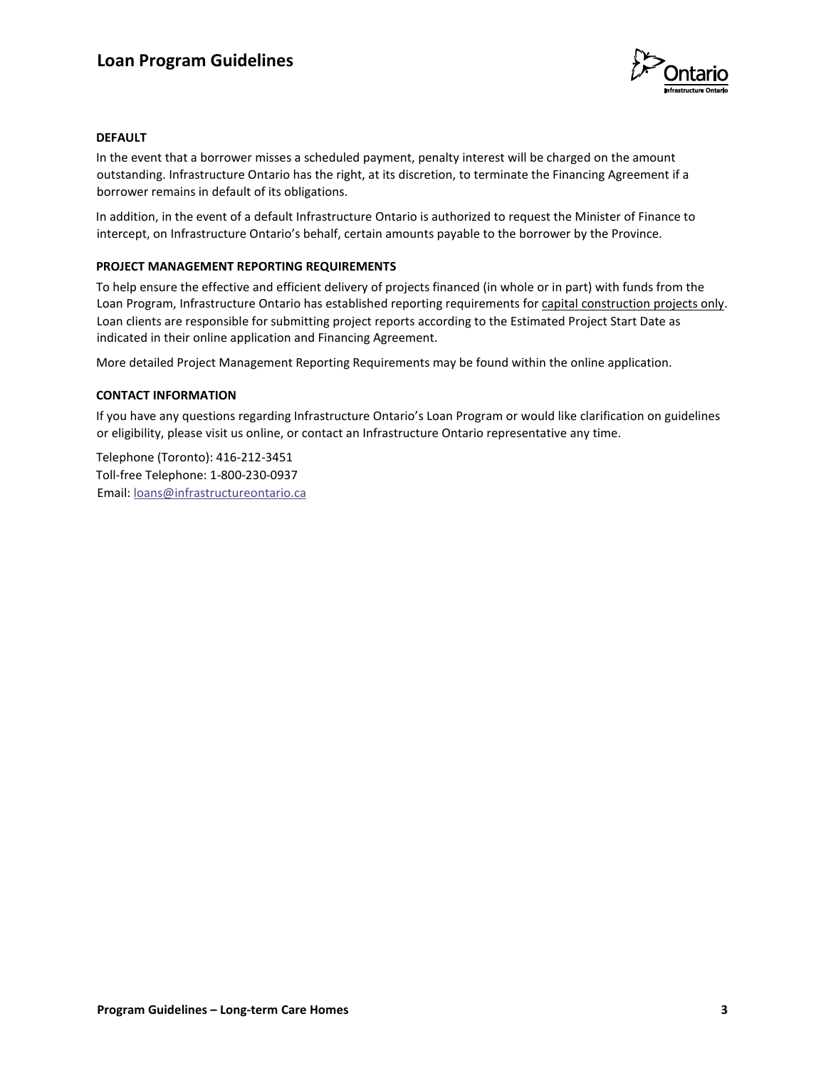**DEFAULT**

In the event that a borrower misses a scheduled payment, penalty interest will be charged on the amount outstanding. Infrastructure Ontario has the right, at its discretion, to terminate the Financing Agreement if a borrower remains in default of its obligations.

In addition, in the event of a default Infrastructure Ontario is authorized to request the Minister of Finance to intercept, on Infrastructure Ontario's behalf, certain amounts payable to the borrower by the Province.

**PROJECT MANAGEMENT REPORTING REQUIREMENTS**

To help ensure the effective and efficient delivery of projects financed (in whole or in part) with funds from the Loan Program, Infrastructure Ontario has established reporting requirements for capital construction projects only. Loan clients are responsible for submitting project reports according to the Estimated Project Start Date as indicated in their online application and Financing Agreement.

More detailed Project Management Reporting Requirements may be found within the online application.

**CONTACT INFORMATION**

If you have any questions regarding Infrastructure Ontario's Loan Program or would like clarification on guidelines or eligibility, please visit us online, or contact an Infrastructure Ontario representative any time.

Telephone (Toronto): 416-212-3451
Toll-free Telephone: 1-800-230-0937
Email: loans@infrastructureontario.ca